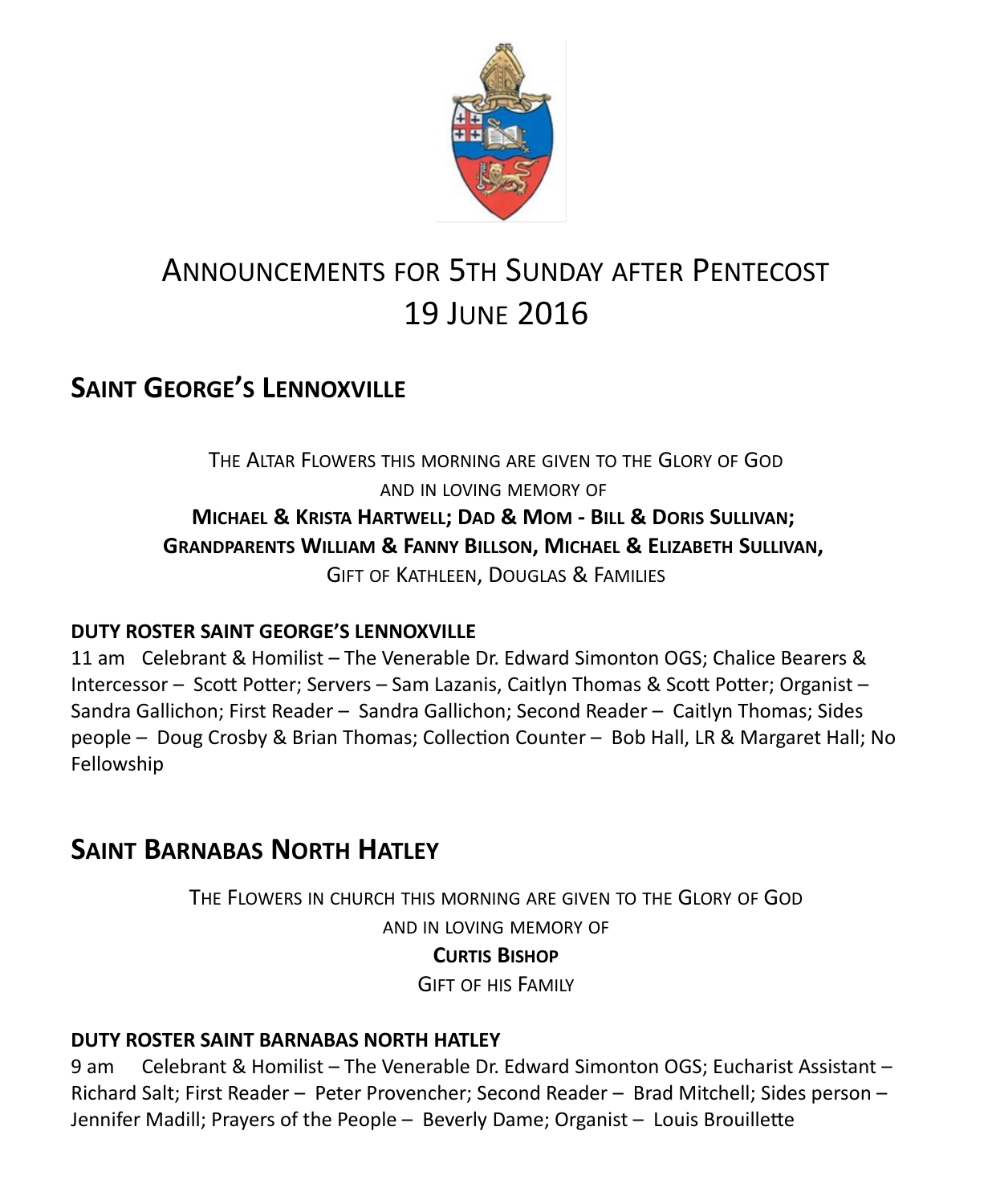# Announcements for 5th Sunday after Pentecost
# 19 June 2016

## Saint George's Lennoxville

The Altar Flowers this morning are given to the Glory of God
and in loving memory of
**Michael & Krista Hartwell; Dad & Mom - Bill & Doris Sullivan;**
**Grandparents William & Fanny Billson, Michael & Elizabeth Sullivan,**
Gift of Kathleen, Douglas & Families

**DUTY ROSTER SAINT GEORGE'S LENNOXVILLE**

11 am Celebrant & Homilist – The Venerable Dr. Edward Simonton OGS; Chalice Bearers & Intercessor – Scott Potter; Servers – Sam Lazanis, Caitlyn Thomas & Scott Potter; Organist – Sandra Gallichon; First Reader – Sandra Gallichon; Second Reader – Caitlyn Thomas; Sides people – Doug Crosby & Brian Thomas; Collection Counter – Bob Hall, LR & Margaret Hall; No Fellowship

## Saint Barnabas North Hatley

The Flowers in church this morning are given to the Glory of God
and in loving memory of
**Curtis Bishop**
Gift of his Family

**DUTY ROSTER SAINT BARNABAS NORTH HATLEY**

9 am Celebrant & Homilist – The Venerable Dr. Edward Simonton OGS; Eucharist Assistant – Richard Salt; First Reader – Peter Provencher; Second Reader – Brad Mitchell; Sides person – Jennifer Madill; Prayers of the People – Beverly Dame; Organist – Louis Brouillette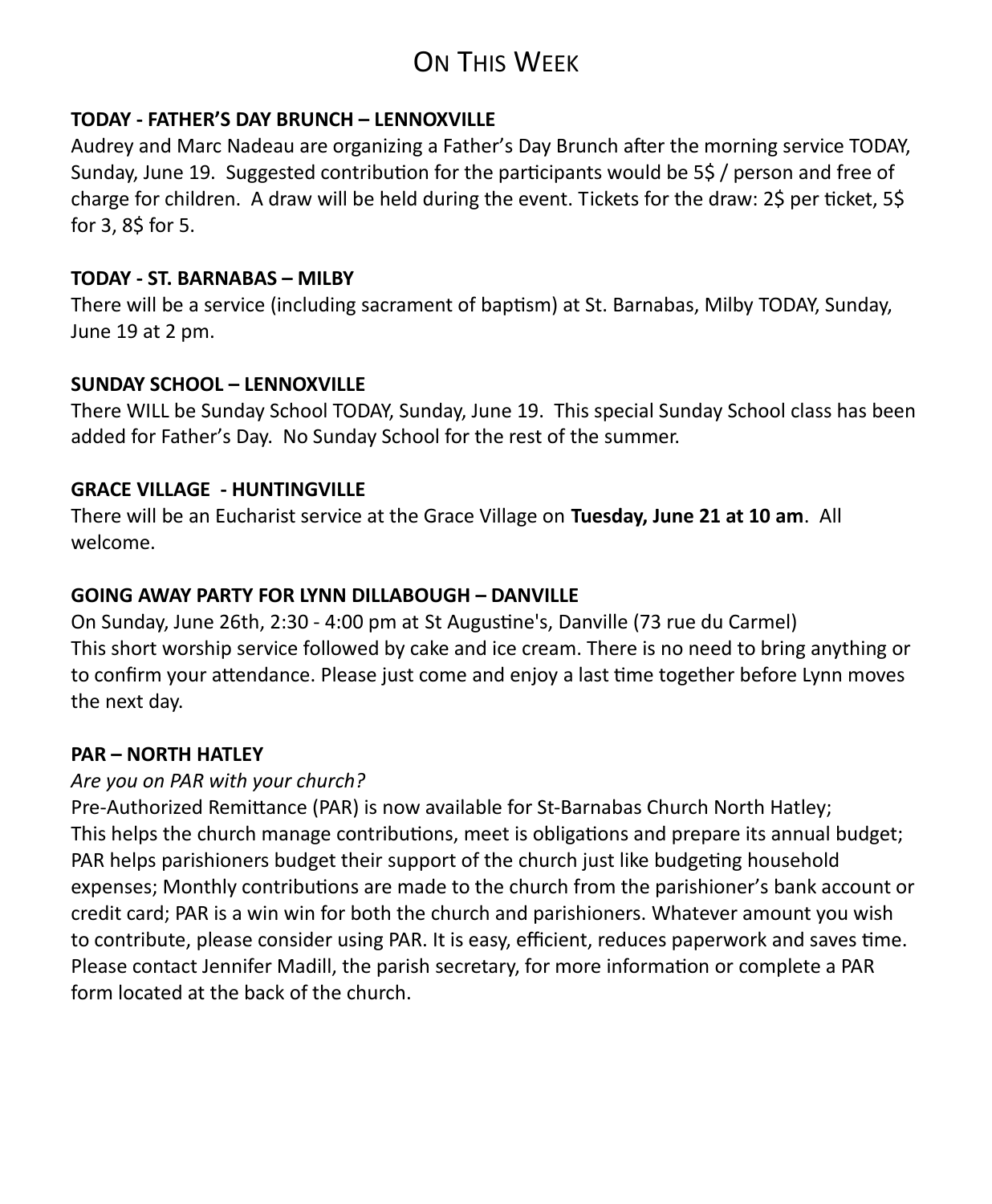# On This Week

**TODAY - FATHER'S DAY BRUNCH – LENNOXVILLE**

Audrey and Marc Nadeau are organizing a Father's Day Brunch after the morning service TODAY, Sunday, June 19. Suggested contribution for the participants would be 5$ / person and free of charge for children. A draw will be held during the event. Tickets for the draw: 2$ per ticket, 5$ for 3, 8$ for 5.

**TODAY - ST. BARNABAS – MILBY**

There will be a service (including sacrament of baptism) at St. Barnabas, Milby TODAY, Sunday, June 19 at 2 pm.

**SUNDAY SCHOOL – LENNOXVILLE**

There WILL be Sunday School TODAY, Sunday, June 19. This special Sunday School class has been added for Father's Day. No Sunday School for the rest of the summer.

**GRACE VILLAGE - HUNTINGVILLE**

There will be an Eucharist service at the Grace Village on **Tuesday, June 21 at 10 am**. All welcome.

**GOING AWAY PARTY FOR LYNN DILLABOUGH – DANVILLE**

On Sunday, June 26th, 2:30 - 4:00 pm at St Augustine's, Danville (73 rue du Carmel)
This short worship service followed by cake and ice cream. There is no need to bring anything or to confirm your attendance. Please just come and enjoy a last time together before Lynn moves the next day.

**PAR – NORTH HATLEY**

*Are you on PAR with your church?*

Pre-Authorized Remittance (PAR) is now available for St-Barnabas Church North Hatley;
This helps the church manage contributions, meet is obligations and prepare its annual budget; PAR helps parishioners budget their support of the church just like budgeting household expenses; Monthly contributions are made to the church from the parishioner's bank account or credit card; PAR is a win win for both the church and parishioners. Whatever amount you wish to contribute, please consider using PAR. It is easy, efficient, reduces paperwork and saves time. Please contact Jennifer Madill, the parish secretary, for more information or complete a PAR form located at the back of the church.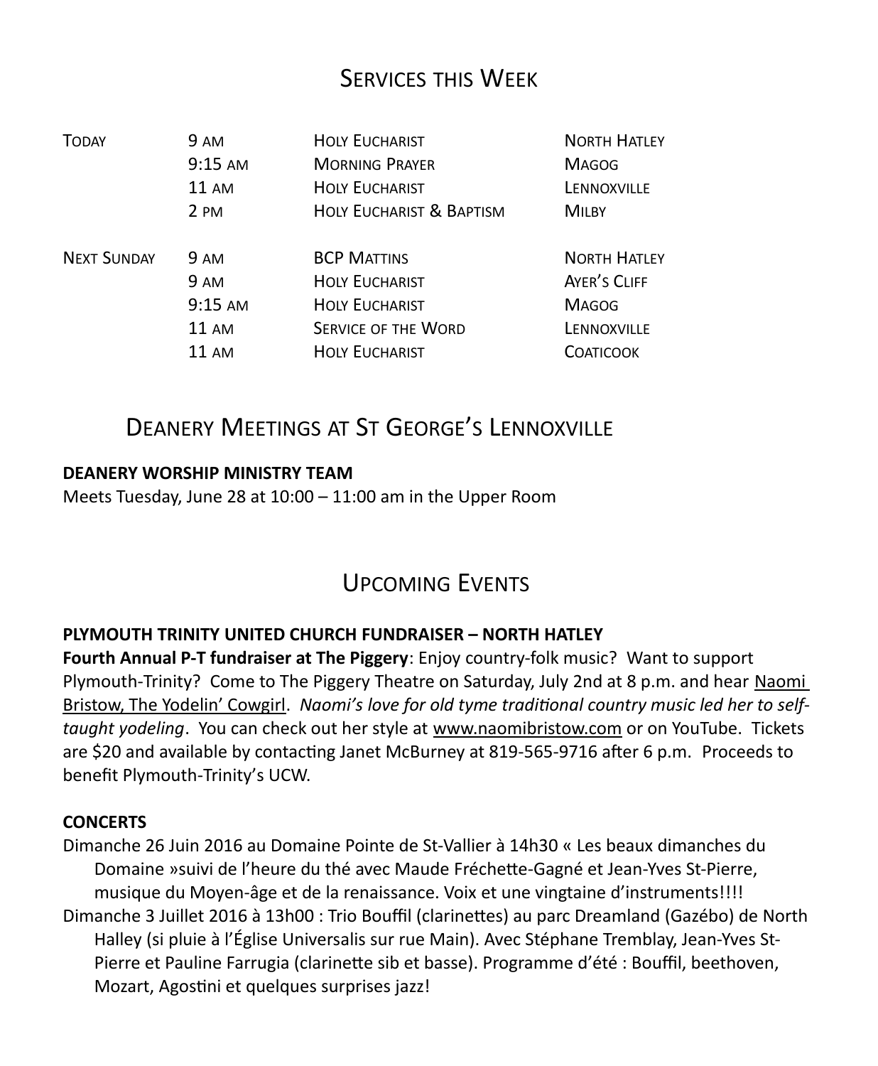## Services this Week

| | | | |
|---|---|---|---|
| Today | 9 am | Holy Eucharist | North Hatley |
| | 9:15 am | Morning Prayer | Magog |
| | 11 am | Holy Eucharist | Lennoxville |
| | 2 pm | Holy Eucharist & Baptism | Milby |
| Next Sunday | 9 am | BCP Mattins | North Hatley |
| | 9 am | Holy Eucharist | Ayer's Cliff |
| | 9:15 am | Holy Eucharist | Magog |
| | 11 am | Service of the Word | Lennoxville |
| | 11 am | Holy Eucharist | Coaticook |

## Deanery Meetings at St George's Lennoxville

**DEANERY WORSHIP MINISTRY TEAM**

Meets Tuesday, June 28 at 10:00 – 11:00 am in the Upper Room

## Upcoming Events

**PLYMOUTH TRINITY UNITED CHURCH FUNDRAISER – NORTH HATLEY**

**Fourth Annual P-T fundraiser at The Piggery**: Enjoy country-folk music? Want to support Plymouth-Trinity? Come to The Piggery Theatre on Saturday, July 2nd at 8 p.m. and hear Naomi Bristow, The Yodelin' Cowgirl. *Naomi's love for old tyme traditional country music led her to self-taught yodeling*. You can check out her style at www.naomibristow.com or on YouTube. Tickets are $20 and available by contacting Janet McBurney at 819-565-9716 after 6 p.m. Proceeds to benefit Plymouth-Trinity's UCW.

**CONCERTS**

Dimanche 26 Juin 2016 au Domaine Pointe de St-Vallier à 14h30 « Les beaux dimanches du Domaine »suivi de l'heure du thé avec Maude Fréchette-Gagné et Jean-Yves St-Pierre, musique du Moyen-âge et de la renaissance. Voix et une vingtaine d'instruments!!!!

Dimanche 3 Juillet 2016 à 13h00 : Trio Bouffil (clarinettes) au parc Dreamland (Gazébo) de North Halley (si pluie à l'Église Universalis sur rue Main). Avec Stéphane Tremblay, Jean-Yves St-Pierre et Pauline Farrugia (clarinette sib et basse). Programme d'été : Bouffil, beethoven, Mozart, Agostini et quelques surprises jazz!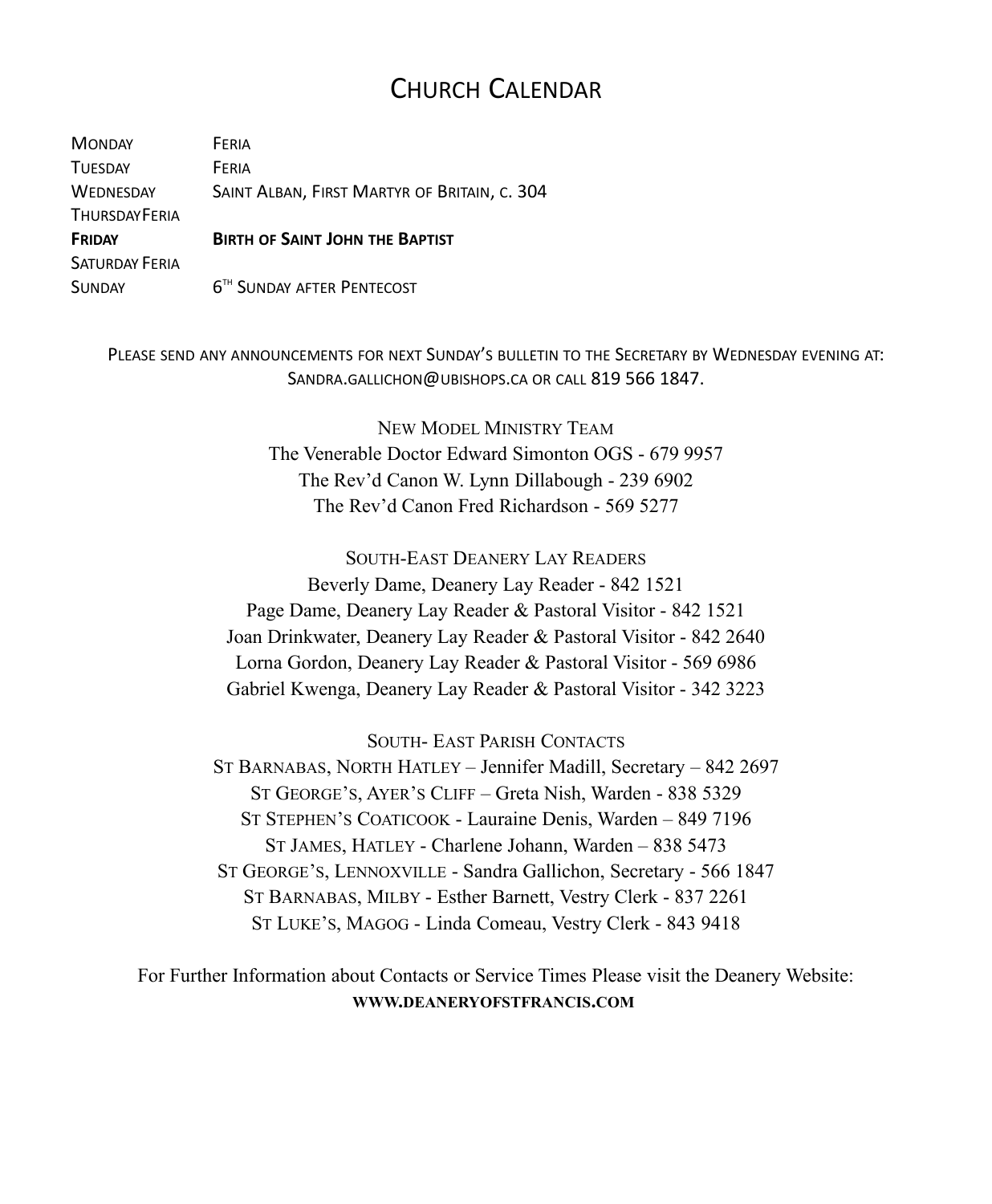# Church Calendar

| | |
|---|---|
| Monday | Feria |
| Tuesday | Feria |
| Wednesday | Saint Alban, First Martyr of Britain, c. 304 |
| Thursday | Feria |
| **Friday** | **Birth of Saint John the Baptist** |
| Saturday | Feria |
| Sunday | 6th Sunday after Pentecost |

Please send any announcements for next Sunday's bulletin to the Secretary by Wednesday evening at: Sandra.gallichon@ubishops.ca or call 819 566 1847.

New Model Ministry Team

The Venerable Doctor Edward Simonton OGS - 679 9957
The Rev'd Canon W. Lynn Dillabough - 239 6902
The Rev'd Canon Fred Richardson - 569 5277

South-East Deanery Lay Readers

Beverly Dame, Deanery Lay Reader - 842 1521
Page Dame, Deanery Lay Reader & Pastoral Visitor - 842 1521
Joan Drinkwater, Deanery Lay Reader & Pastoral Visitor - 842 2640
Lorna Gordon, Deanery Lay Reader & Pastoral Visitor - 569 6986
Gabriel Kwenga, Deanery Lay Reader & Pastoral Visitor - 342 3223

South- East Parish Contacts

St Barnabas, North Hatley – Jennifer Madill, Secretary – 842 2697
St George's, Ayer's Cliff – Greta Nish, Warden - 838 5329
St Stephen's Coaticook - Lauraine Denis, Warden – 849 7196
St James, Hatley - Charlene Johann, Warden – 838 5473
St George's, Lennoxville - Sandra Gallichon, Secretary - 566 1847
St Barnabas, Milby - Esther Barnett, Vestry Clerk - 837 2261
St Luke's, Magog - Linda Comeau, Vestry Clerk - 843 9418

For Further Information about Contacts or Service Times Please visit the Deanery Website:
**WWW.DEANERYOFSTFRANCIS.COM**